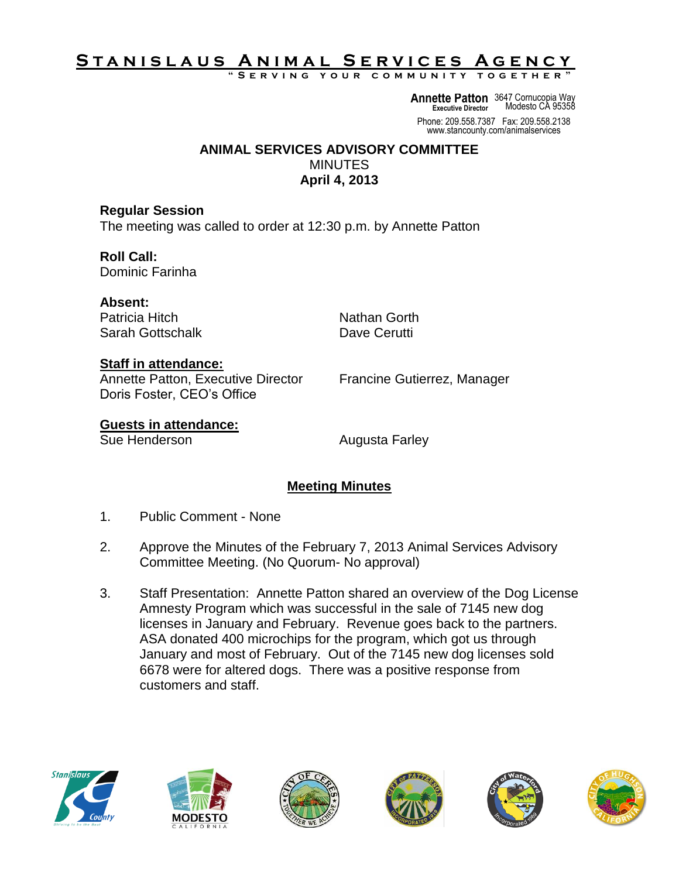# Stanislaus Animal Services Agency

"Serving your community together"

**Annette Patton**
Executive Director

3647 Cornucopia Way
Modesto CA 95358

Phone: 209.558.7387 Fax: 209.558.2138
www.stancounty.com/animalservices

## ANIMAL SERVICES ADVISORY COMMITTEE

MINUTES

**April 4, 2013**

**Regular Session**

The meeting was called to order at 12:30 p.m. by Annette Patton

**Roll Call:**

Dominic Farinha

**Absent:**

Patricia Hitch
Sarah Gottschalk
Nathan Gorth
Dave Cerutti

**Staff in attendance:**

Annette Patton, Executive Director
Doris Foster, CEO's Office
Francine Gutierrez, Manager

**Guests in attendance:**

Sue Henderson
Augusta Farley

## Meeting Minutes

1. Public Comment - None

2. Approve the Minutes of the February 7, 2013 Animal Services Advisory Committee Meeting. (No Quorum- No approval)

3. Staff Presentation: Annette Patton shared an overview of the Dog License Amnesty Program which was successful in the sale of 7145 new dog licenses in January and February. Revenue goes back to the partners. ASA donated 400 microchips for the program, which got us through January and most of February. Out of the 7145 new dog licenses sold 6678 were for altered dogs. There was a positive response from customers and staff.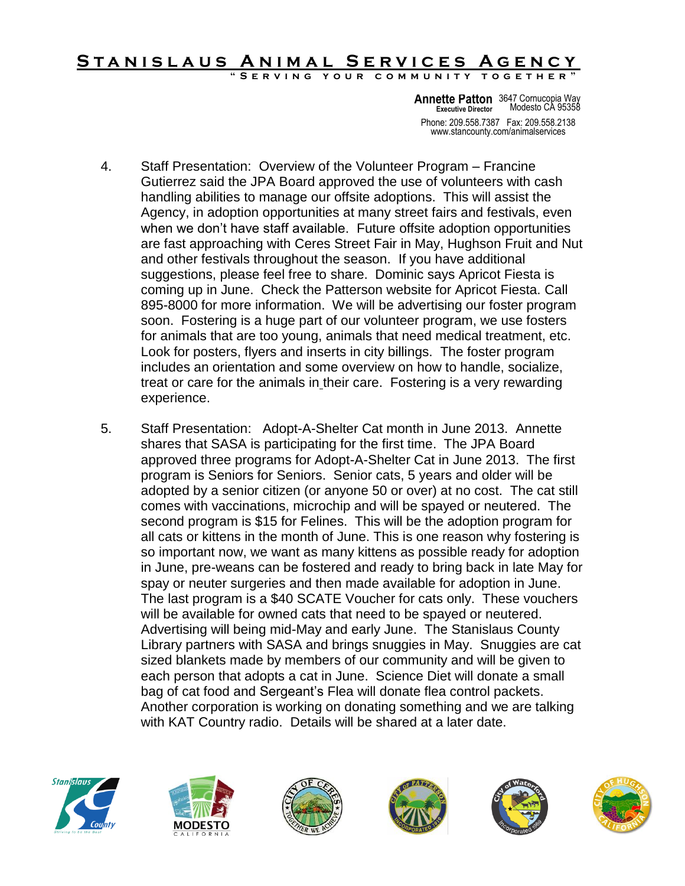# Stanislaus Animal Services Agency

"Serving your community together"

**Annette Patton** 3647 Cornucopia Way
Executive Director Modesto CA 95358

Phone: 209.558.7387 Fax: 209.558.2138
www.stancounty.com/animalservices

4. Staff Presentation: Overview of the Volunteer Program – Francine Gutierrez said the JPA Board approved the use of volunteers with cash handling abilities to manage our offsite adoptions. This will assist the Agency, in adoption opportunities at many street fairs and festivals, even when we don't have staff available. Future offsite adoption opportunities are fast approaching with Ceres Street Fair in May, Hughson Fruit and Nut and other festivals throughout the season. If you have additional suggestions, please feel free to share. Dominic says Apricot Fiesta is coming up in June. Check the Patterson website for Apricot Fiesta. Call 895-8000 for more information. We will be advertising our foster program soon. Fostering is a huge part of our volunteer program, we use fosters for animals that are too young, animals that need medical treatment, etc. Look for posters, flyers and inserts in city billings. The foster program includes an orientation and some overview on how to handle, socialize, treat or care for the animals in their care. Fostering is a very rewarding experience.

5. Staff Presentation: Adopt-A-Shelter Cat month in June 2013. Annette shares that SASA is participating for the first time. The JPA Board approved three programs for Adopt-A-Shelter Cat in June 2013. The first program is Seniors for Seniors. Senior cats, 5 years and older will be adopted by a senior citizen (or anyone 50 or over) at no cost. The cat still comes with vaccinations, microchip and will be spayed or neutered. The second program is $15 for Felines. This will be the adoption program for all cats or kittens in the month of June. This is one reason why fostering is so important now, we want as many kittens as possible ready for adoption in June, pre-weans can be fostered and ready to bring back in late May for spay or neuter surgeries and then made available for adoption in June. The last program is a $40 SCATE Voucher for cats only. These vouchers will be available for owned cats that need to be spayed or neutered. Advertising will being mid-May and early June. The Stanislaus County Library partners with SASA and brings snuggies in May. Snuggies are cat sized blankets made by members of our community and will be given to each person that adopts a cat in June. Science Diet will donate a small bag of cat food and Sergeant's Flea will donate flea control packets. Another corporation is working on donating something and we are talking with KAT Country radio. Details will be shared at a later date.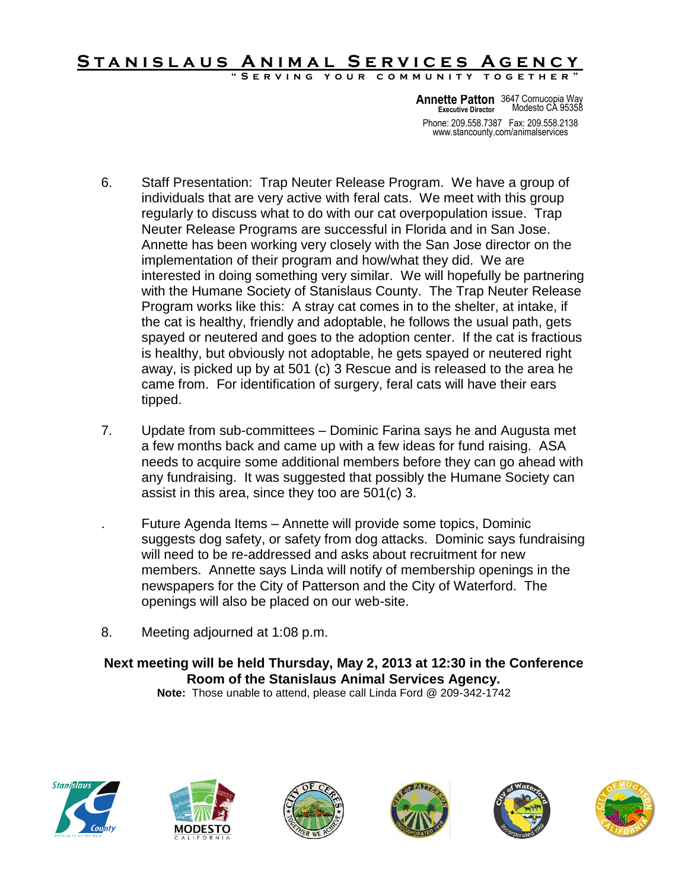# Stanislaus Animal Services Agency

**"Serving your community together"**

**Annette Patton**
**Executive Director**
3647 Cornucopia Way
Modesto CA 95358
Phone: 209.558.7387 Fax: 209.558.2138
www.stancounty.com/animalservices

6. Staff Presentation: Trap Neuter Release Program. We have a group of individuals that are very active with feral cats. We meet with this group regularly to discuss what to do with our cat overpopulation issue. Trap Neuter Release Programs are successful in Florida and in San Jose. Annette has been working very closely with the San Jose director on the implementation of their program and how/what they did. We are interested in doing something very similar. We will hopefully be partnering with the Humane Society of Stanislaus County. The Trap Neuter Release Program works like this: A stray cat comes in to the shelter, at intake, if the cat is healthy, friendly and adoptable, he follows the usual path, gets spayed or neutered and goes to the adoption center. If the cat is fractious is healthy, but obviously not adoptable, he gets spayed or neutered right away, is picked up by at 501 (c) 3 Rescue and is released to the area he came from. For identification of surgery, feral cats will have their ears tipped.

7. Update from sub-committees – Dominic Farina says he and Augusta met a few months back and came up with a few ideas for fund raising. ASA needs to acquire some additional members before they can go ahead with any fundraising. It was suggested that possibly the Humane Society can assist in this area, since they too are 501(c) 3.

. Future Agenda Items – Annette will provide some topics, Dominic suggests dog safety, or safety from dog attacks. Dominic says fundraising will need to be re-addressed and asks about recruitment for new members. Annette says Linda will notify of membership openings in the newspapers for the City of Patterson and the City of Waterford. The openings will also be placed on our web-site.

8. Meeting adjourned at 1:08 p.m.

**Next meeting will be held Thursday, May 2, 2013 at 12:30 in the Conference Room of the Stanislaus Animal Services Agency.**

**Note:** Those unable to attend, please call Linda Ford @ 209-342-1742